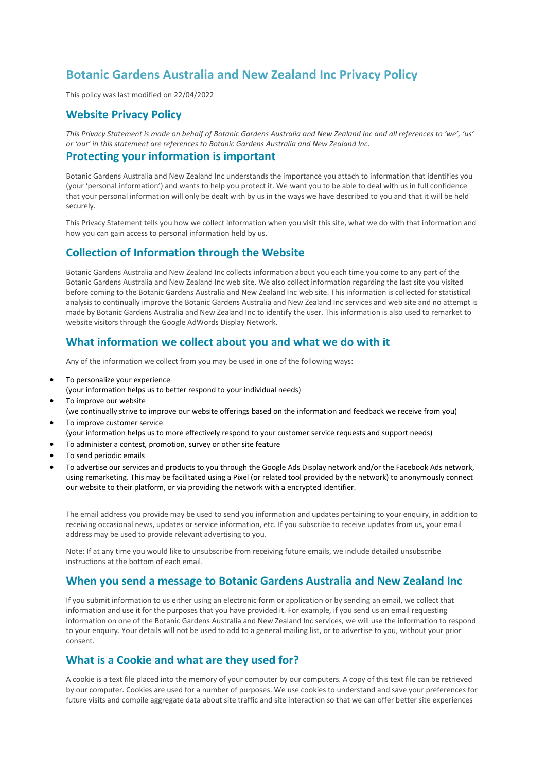# Botanic Gardens Australia and New Zealand Inc Privacy Policy

This policy was last modified on 22/04/2022

## Website Privacy Policy

*This Privacy Statement is made on behalf of Botanic Gardens Australia and New Zealand Inc and all references to 'we', 'us' or 'our' in this statement are references to Botanic Gardens Australia and New Zealand Inc.*

## Protecting your information is important

Botanic Gardens Australia and New Zealand Inc understands the importance you attach to information that identifies you (your 'personal information') and wants to help you protect it. We want you to be able to deal with us in full confidence that your personal information will only be dealt with by us in the ways we have described to you and that it will be held securely.

This Privacy Statement tells you how we collect information when you visit this site, what we do with that information and how you can gain access to personal information held by us.

## Collection of Information through the Website

Botanic Gardens Australia and New Zealand Inc collects information about you each time you come to any part of the Botanic Gardens Australia and New Zealand Inc web site. We also collect information regarding the last site you visited before coming to the Botanic Gardens Australia and New Zealand Inc web site. This information is collected for statistical analysis to continually improve the Botanic Gardens Australia and New Zealand Inc services and web site and no attempt is made by Botanic Gardens Australia and New Zealand Inc to identify the user. This information is also used to remarket to website visitors through the Google AdWords Display Network.

## What information we collect about you and what we do with it

Any of the information we collect from you may be used in one of the following ways:

- To personalize your experience
  (your information helps us to better respond to your individual needs)
- To improve our website
  (we continually strive to improve our website offerings based on the information and feedback we receive from you)
- To improve customer service
  (your information helps us to more effectively respond to your customer service requests and support needs)
- To administer a contest, promotion, survey or other site feature
- To send periodic emails
- To advertise our services and products to you through the Google Ads Display network and/or the Facebook Ads network, using remarketing. This may be facilitated using a Pixel (or related tool provided by the network) to anonymously connect our website to their platform, or via providing the network with a encrypted identifier.

The email address you provide may be used to send you information and updates pertaining to your enquiry, in addition to receiving occasional news, updates or service information, etc. If you subscribe to receive updates from us, your email address may be used to provide relevant advertising to you.

Note: If at any time you would like to unsubscribe from receiving future emails, we include detailed unsubscribe instructions at the bottom of each email.

## When you send a message to Botanic Gardens Australia and New Zealand Inc

If you submit information to us either using an electronic form or application or by sending an email, we collect that information and use it for the purposes that you have provided it. For example, if you send us an email requesting information on one of the Botanic Gardens Australia and New Zealand Inc services, we will use the information to respond to your enquiry. Your details will not be used to add to a general mailing list, or to advertise to you, without your prior consent.

## What is a Cookie and what are they used for?

A cookie is a text file placed into the memory of your computer by our computers. A copy of this text file can be retrieved by our computer. Cookies are used for a number of purposes. We use cookies to understand and save your preferences for future visits and compile aggregate data about site traffic and site interaction so that we can offer better site experiences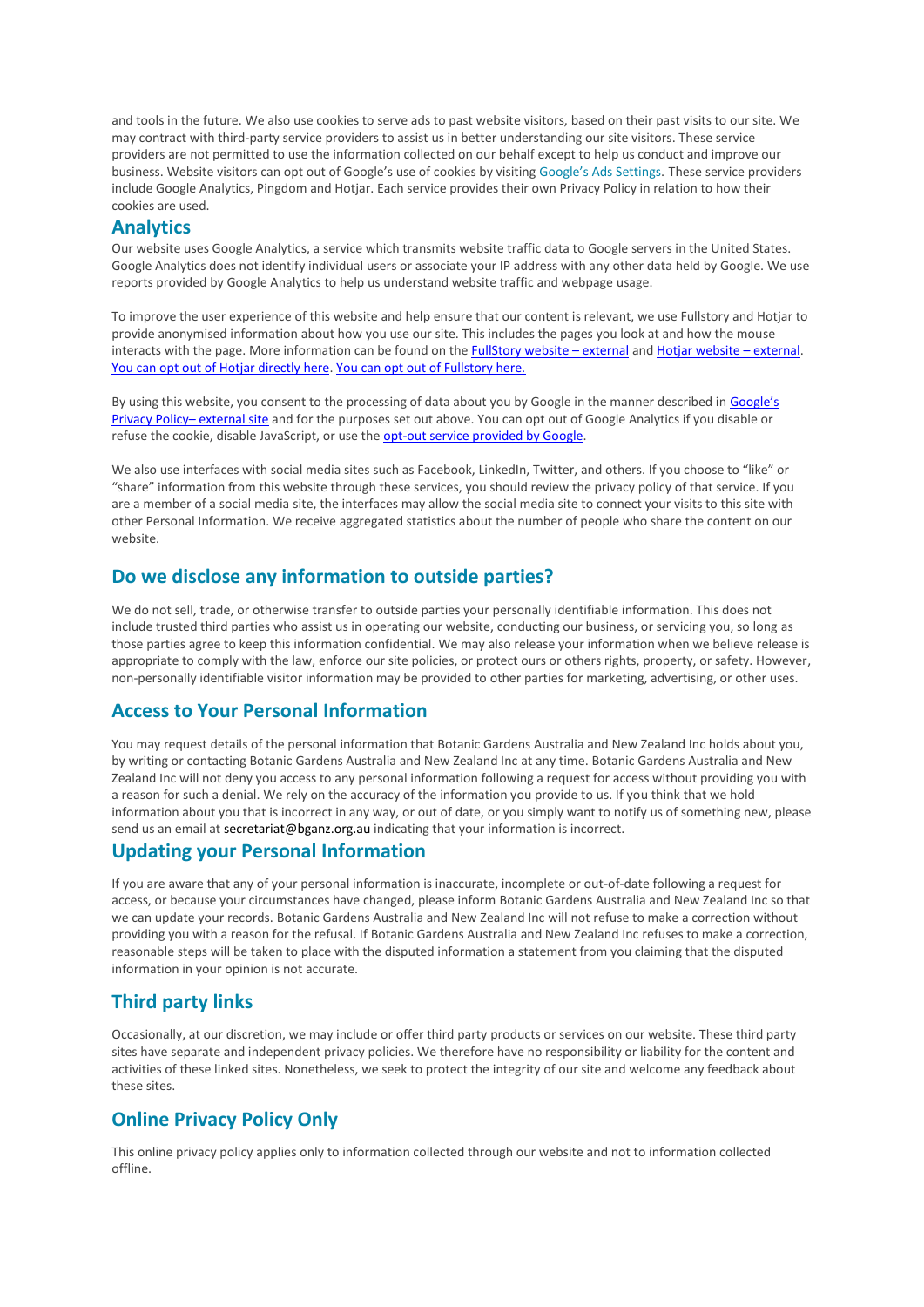and tools in the future. We also use cookies to serve ads to past website visitors, based on their past visits to our site. We may contract with third-party service providers to assist us in better understanding our site visitors. These service providers are not permitted to use the information collected on our behalf except to help us conduct and improve our business. Website visitors can opt out of Google's use of cookies by visiting Google's Ads Settings. These service providers include Google Analytics, Pingdom and Hotjar. Each service provides their own Privacy Policy in relation to how their cookies are used.

## Analytics

Our website uses Google Analytics, a service which transmits website traffic data to Google servers in the United States. Google Analytics does not identify individual users or associate your IP address with any other data held by Google. We use reports provided by Google Analytics to help us understand website traffic and webpage usage.

To improve the user experience of this website and help ensure that our content is relevant, we use Fullstory and Hotjar to provide anonymised information about how you use our site. This includes the pages you look at and how the mouse interacts with the page. More information can be found on the FullStory website – external and Hotjar website – external. You can opt out of Hotjar directly here. You can opt out of Fullstory here.

By using this website, you consent to the processing of data about you by Google in the manner described in Google's Privacy Policy– external site and for the purposes set out above. You can opt out of Google Analytics if you disable or refuse the cookie, disable JavaScript, or use the opt-out service provided by Google.

We also use interfaces with social media sites such as Facebook, LinkedIn, Twitter, and others. If you choose to "like" or "share" information from this website through these services, you should review the privacy policy of that service. If you are a member of a social media site, the interfaces may allow the social media site to connect your visits to this site with other Personal Information. We receive aggregated statistics about the number of people who share the content on our website.

## Do we disclose any information to outside parties?

We do not sell, trade, or otherwise transfer to outside parties your personally identifiable information. This does not include trusted third parties who assist us in operating our website, conducting our business, or servicing you, so long as those parties agree to keep this information confidential. We may also release your information when we believe release is appropriate to comply with the law, enforce our site policies, or protect ours or others rights, property, or safety. However, non-personally identifiable visitor information may be provided to other parties for marketing, advertising, or other uses.

## Access to Your Personal Information

You may request details of the personal information that Botanic Gardens Australia and New Zealand Inc holds about you, by writing or contacting Botanic Gardens Australia and New Zealand Inc at any time. Botanic Gardens Australia and New Zealand Inc will not deny you access to any personal information following a request for access without providing you with a reason for such a denial. We rely on the accuracy of the information you provide to us. If you think that we hold information about you that is incorrect in any way, or out of date, or you simply want to notify us of something new, please send us an email at secretariat@bganz.org.au indicating that your information is incorrect.

## Updating your Personal Information

If you are aware that any of your personal information is inaccurate, incomplete or out-of-date following a request for access, or because your circumstances have changed, please inform Botanic Gardens Australia and New Zealand Inc so that we can update your records. Botanic Gardens Australia and New Zealand Inc will not refuse to make a correction without providing you with a reason for the refusal. If Botanic Gardens Australia and New Zealand Inc refuses to make a correction, reasonable steps will be taken to place with the disputed information a statement from you claiming that the disputed information in your opinion is not accurate.

## Third party links

Occasionally, at our discretion, we may include or offer third party products or services on our website. These third party sites have separate and independent privacy policies. We therefore have no responsibility or liability for the content and activities of these linked sites. Nonetheless, we seek to protect the integrity of our site and welcome any feedback about these sites.

## Online Privacy Policy Only

This online privacy policy applies only to information collected through our website and not to information collected offline.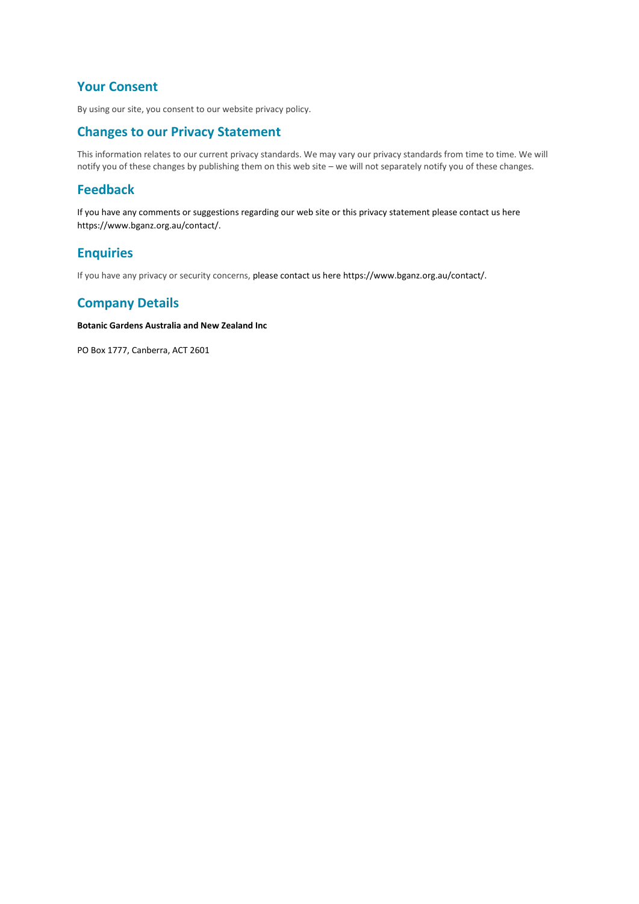## Your Consent

By using our site, you consent to our website privacy policy.

## Changes to our Privacy Statement

This information relates to our current privacy standards. We may vary our privacy standards from time to time. We will notify you of these changes by publishing them on this web site – we will not separately notify you of these changes.

## Feedback

If you have any comments or suggestions regarding our web site or this privacy statement please contact us here https://www.bganz.org.au/contact/.

## Enquiries

If you have any privacy or security concerns, please contact us here https://www.bganz.org.au/contact/.

## Company Details

**Botanic Gardens Australia and New Zealand Inc**

PO Box 1777, Canberra, ACT 2601